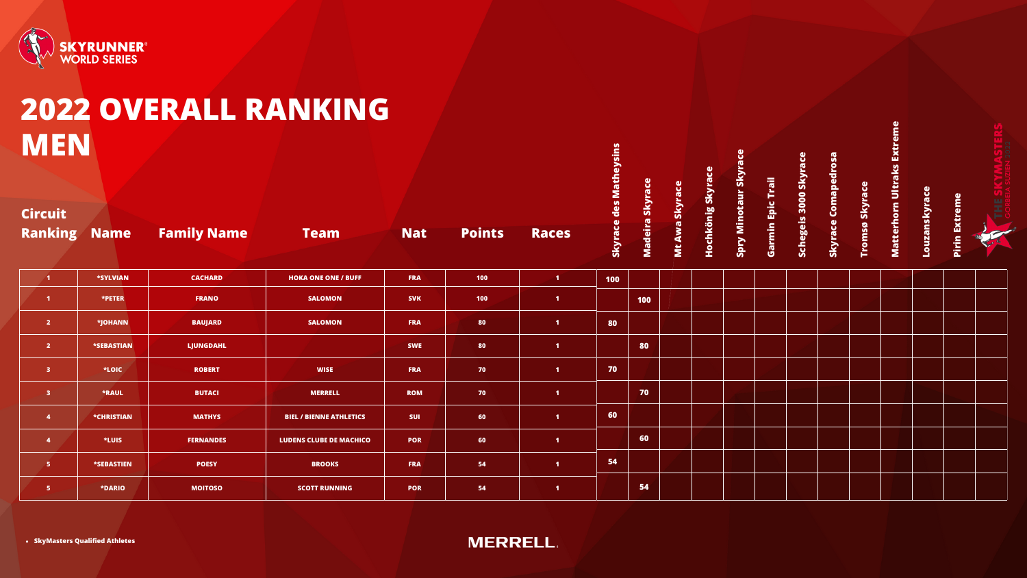**SKYRUNNER® WORLD SERIES**

# 2022 OVERALL RANKING MEN

| Circuit Ranking | Name | Family Name | Team | Nat | Points | Races | Skyrace des Matheysins | Madeira Skyrace | Mt Awa Skyrace | Hochkönig Skyrace | Spry Minotaur Skyrace | Garmin Epic Trail | Schegeis 3000 Skyrace | Skyrace Comapedrosa | Tromsø Skyrace | Matterhorn Ultraks Extreme | Louzanskyrace | Pirin Extreme | THE SKYMASTERS |
|---|---|---|---|---|---|---|---|---|---|---|---|---|---|---|---|---|---|---|---|
| 1 | *SYLVIAN | CACHARD | HOKA ONE ONE / BUFF | FRA | 100 | 1 | 100 | | | | | | | | | | | | |
| 1 | *PETER | FRANO | SALOMON | SVK | 100 | 1 | | 100 | | | | | | | | | | | |
| 2 | *JOHANN | BAUJARD | SALOMON | FRA | 80 | 1 | 80 | | | | | | | | | | | | |
| 2 | *SEBASTIAN | LJUNGDAHL | | SWE | 80 | 1 | | 80 | | | | | | | | | | | |
| 3 | *LOIC | ROBERT | WISE | FRA | 70 | 1 | 70 | | | | | | | | | | | | |
| 3 | *RAUL | BUTACI | MERRELL | ROM | 70 | 1 | | 70 | | | | | | | | | | | |
| 4 | *CHRISTIAN | MATHYS | BIEL / BIENNE ATHLETICS | SUI | 60 | 1 | 60 | | | | | | | | | | | | |
| 4 | *LUIS | FERNANDES | LUDENS CLUBE DE MACHICO | POR | 60 | 1 | | 60 | | | | | | | | | | | |
| 5 | *SEBASTIEN | POESY | BROOKS | FRA | 54 | 1 | 54 | | | | | | | | | | | | |
| 5 | *DARIO | MOITOSO | SCOTT RUNNING | POR | 54 | 1 | | 54 | | | | | | | | | | | |

- SkyMasters Qualified Athletes

MERRELL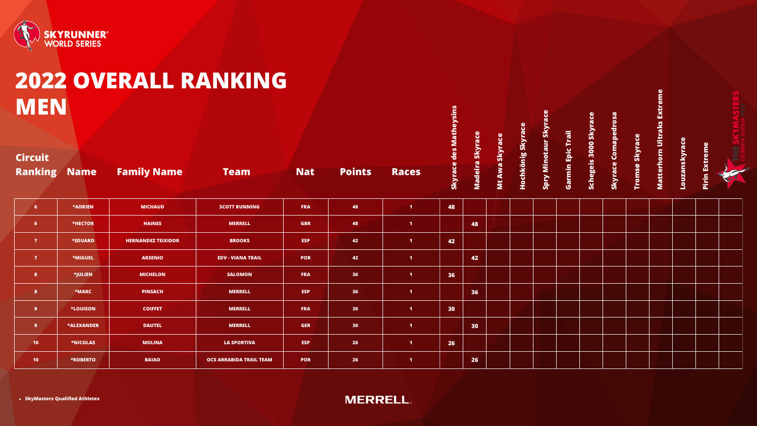# 2022 OVERALL RANKING

# MEN

| Circuit Ranking | Name | Family Name | Team | Nat | Points | Races | Skyrace des Matheysins | Madeira Skyrace | Mt Awa Skyrace | Hochkönig Skyrace | Spry Minotaur Skyrace | Garmin Epic Trail | Schegeis 3000 Skyrace | Skyrace Comapedrosa | Tromsø Skyrace | Matterhorn Ultraks Extreme | Louzanskyrace | Pirin Extreme | The SkyMasters |
|---|---|---|---|---|---|---|---|---|---|---|---|---|---|---|---|---|---|---|---|
| 6 | *ADRIEN | MICHAUD | SCOTT RUNNING | FRA | 48 | 1 | 48 | | | | | | | | | | | | |
| 6 | *HECTOR | HAINES | MERRELL | GBR | 48 | 1 | | 48 | | | | | | | | | | | |
| 7 | *EDUARD | HERNANDEZ TEIXIDOR | BROOKS | ESP | 42 | 1 | 42 | | | | | | | | | | | | |
| 7 | *MIGUEL | ARSENIO | EDV - VIANA TRAIL | POR | 42 | 1 | | 42 | | | | | | | | | | | |
| 8 | *JULIEN | MICHELON | SALOMON | FRA | 36 | 1 | 36 | | | | | | | | | | | | |
| 8 | *MARC | PINSACH | MERRELL | ESP | 36 | 1 | | 36 | | | | | | | | | | | |
| 9 | *LOUISON | COIFFET | MERRELL | FRA | 30 | 1 | 30 | | | | | | | | | | | | |
| 9 | *ALEXANDER | DAUTEL | MERRELL | GER | 30 | 1 | | 30 | | | | | | | | | | | |
| 10 | *NICOLAS | MOLINA | LA SPORTIVA | ESP | 26 | 1 | 26 | | | | | | | | | | | | |
| 10 | *ROBERTO | BAIAO | OCS ARRABIDA TRAIL TEAM | POR | 26 | 1 | | 26 | | | | | | | | | | | |

- SkyMasters Qualified Athletes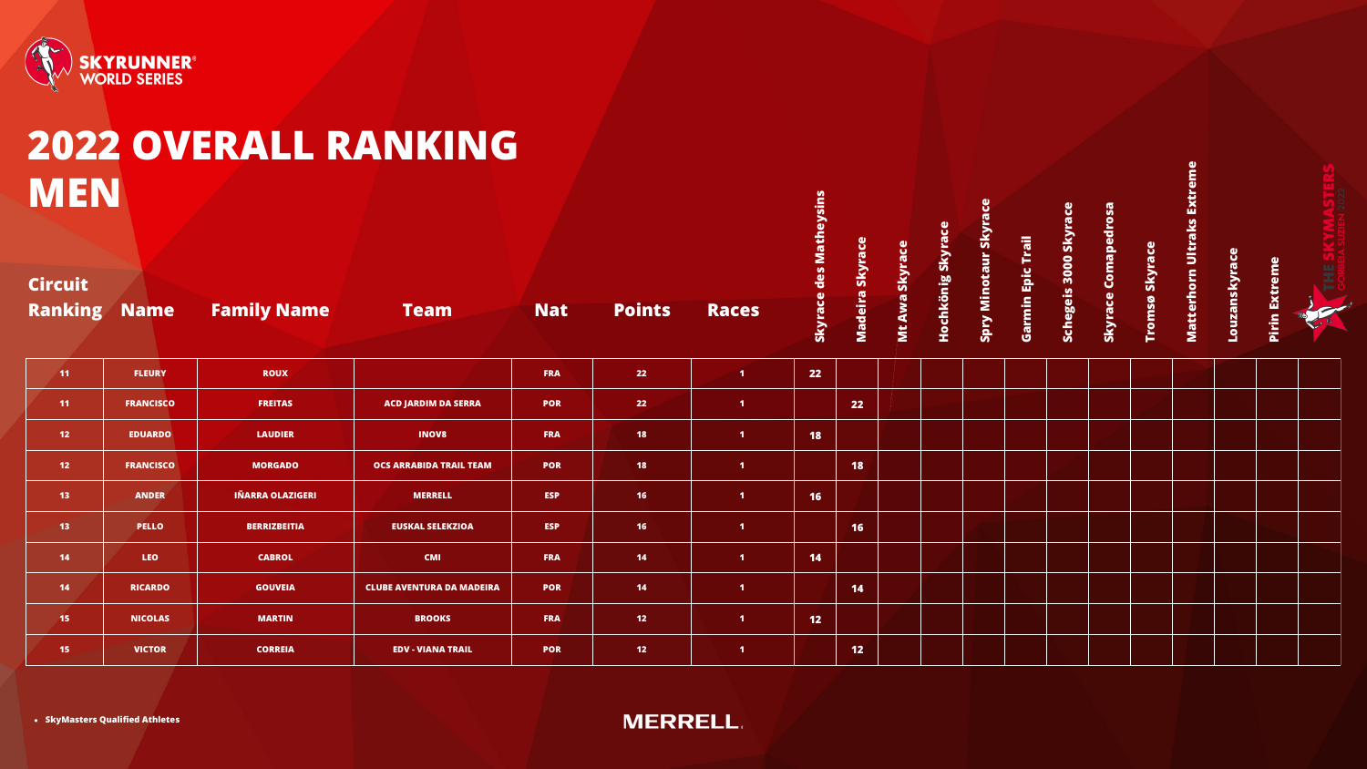# 2022 OVERALL RANKING MEN

| Circuit Ranking | Name | Family Name | Team | Nat | Points | Races | Skyrace des Matheysins | Madeira Skyrace | Mt Awa Skyrace | Hochkönig Skyrace | Spry Minotaur Skyrace | Garmin Epic Trail | Schegeis 3000 Skyrace | Skyrace Comapedrosa | Tromsø Skyrace | Matterhorn Ultraks Extreme | Louzanskyrace | Pirin Extreme | THE SKYMASTERS GORBEIA SUZIEN 2022 |
|---|---|---|---|---|---|---|---|---|---|---|---|---|---|---|---|---|---|---|---|
| 11 | FLEURY | ROUX | | FRA | 22 | 1 | 22 | | | | | | | | | | | | |
| 11 | FRANCISCO | FREITAS | ACD JARDIM DA SERRA | POR | 22 | 1 | | 22 | | | | | | | | | | | |
| 12 | EDUARDO | LAUDIER | INOV8 | FRA | 18 | 1 | 18 | | | | | | | | | | | | |
| 12 | FRANCISCO | MORGADO | OCS ARRABIDA TRAIL TEAM | POR | 18 | 1 | | 18 | | | | | | | | | | | |
| 13 | ANDER | IÑARRA OLAZIGERI | MERRELL | ESP | 16 | 1 | 16 | | | | | | | | | | | | |
| 13 | PELLO | BERRIZBEITIA | EUSKAL SELEKZIOA | ESP | 16 | 1 | | 16 | | | | | | | | | | | |
| 14 | LEO | CABROL | CMI | FRA | 14 | 1 | 14 | | | | | | | | | | | | |
| 14 | RICARDO | GOUVEIA | CLUBE AVENTURA DA MADEIRA | POR | 14 | 1 | | 14 | | | | | | | | | | | |
| 15 | NICOLAS | MARTIN | BROOKS | FRA | 12 | 1 | 12 | | | | | | | | | | | | |
| 15 | VICTOR | CORREIA | EDV - VIANA TRAIL | POR | 12 | 1 | | 12 | | | | | | | | | | | |

- SkyMasters Qualified Athletes

MERRELL.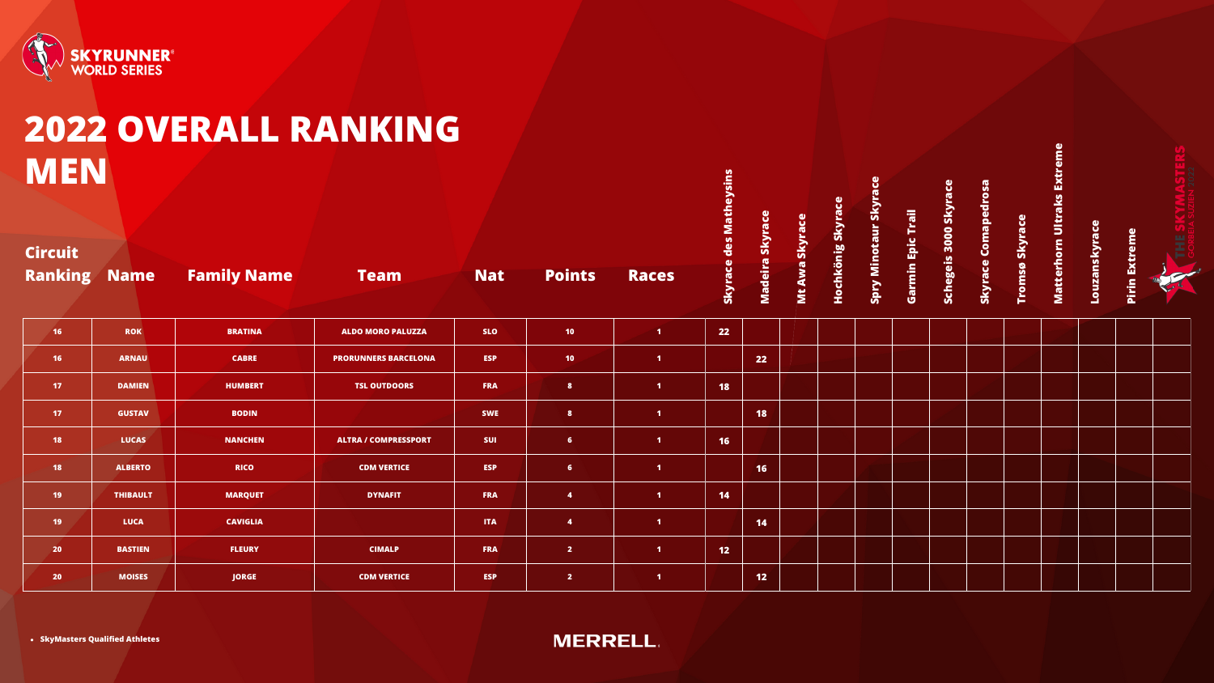SKYRUNNER® WORLD SERIES

# 2022 OVERALL RANKING MEN

| Circuit Ranking | Name | Family Name | Team | Nat | Points | Races | Skyrace des Matheysins | Madeira Skyrace | Mt Awa Skyrace | Hochkönig Skyrace | Spry Minotaur Skyrace | Garmin Epic Trail | Schegeis 3000 Skyrace | Skyrace Comapedrosa | Tromsø Skyrace | Matterhorn Ultraks Extreme | Louzanskyrace | Pirin Extreme | The SkyMasters |
|---|---|---|---|---|---|---|---|---|---|---|---|---|---|---|---|---|---|---|---|
| 16 | ROK | BRATINA | ALDO MORO PALUZZA | SLO | 10 | 1 | 22 | | | | | | | | | | | | |
| 16 | ARNAU | CABRE | PRORUNNERS BARCELONA | ESP | 10 | 1 | | 22 | | | | | | | | | | | |
| 17 | DAMIEN | HUMBERT | TSL OUTDOORS | FRA | 8 | 1 | 18 | | | | | | | | | | | | |
| 17 | GUSTAV | BODIN | | SWE | 8 | 1 | | 18 | | | | | | | | | | | |
| 18 | LUCAS | NANCHEN | ALTRA / COMPRESSPORT | SUI | 6 | 1 | 16 | | | | | | | | | | | | |
| 18 | ALBERTO | RICO | CDM VERTICE | ESP | 6 | 1 | | 16 | | | | | | | | | | | |
| 19 | THIBAULT | MARQUET | DYNAFIT | FRA | 4 | 1 | 14 | | | | | | | | | | | | |
| 19 | LUCA | CAVIGLIA | | ITA | 4 | 1 | | 14 | | | | | | | | | | | |
| 20 | BASTIEN | FLEURY | CIMALP | FRA | 2 | 1 | 12 | | | | | | | | | | | | |
| 20 | MOISES | JORGE | CDM VERTICE | ESP | 2 | 1 | | 12 | | | | | | | | | | | |

- SkyMasters Qualified Athletes

MERRELL